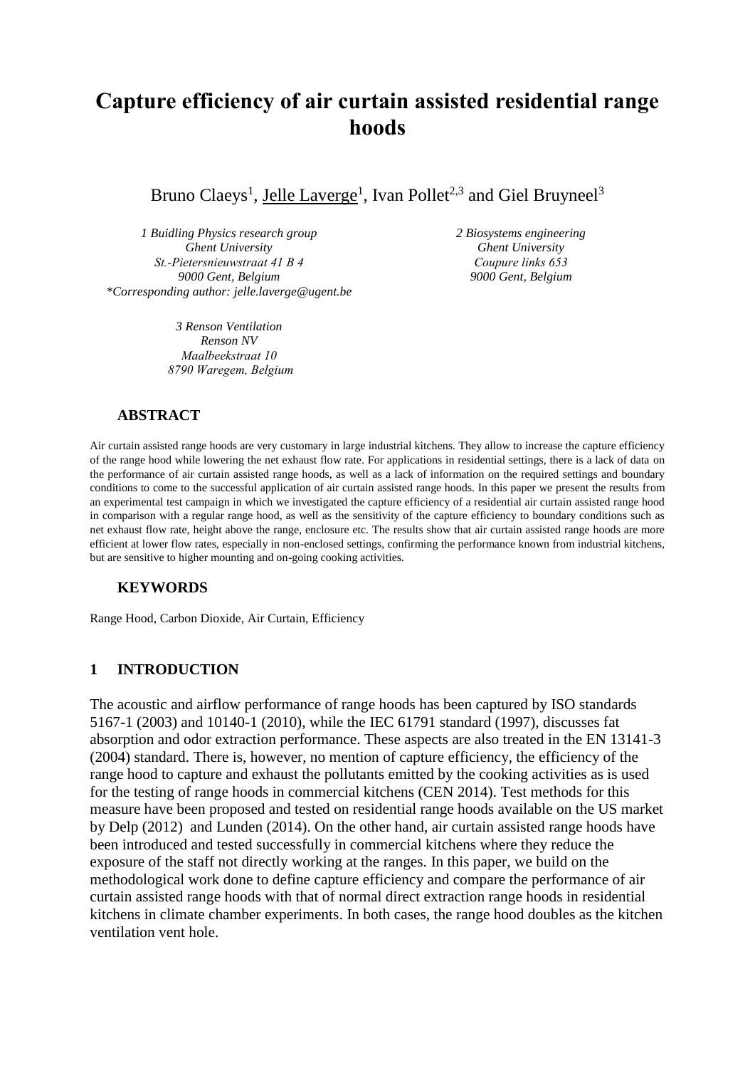# Capture efficiency of air curtain assisted residential range hoods

Bruno Claeys[1], Jelle Laverge[1], Ivan Pollet[2,3] and Giel Bruyneel[3]

*1 Buidling Physics research group*
*Ghent University*
*St.-Pietersnieuwstraat 41 B 4*
*9000 Gent, Belgium*
*\*Corresponding author: jelle.laverge@ugent.be*

*2 Biosystems engineering*
*Ghent University*
*Coupure links 653*
*9000 Gent, Belgium*

*3 Renson Ventilation*
*Renson NV*
*Maalbeekstraat 10*
*8790 Waregem, Belgium*

## ABSTRACT

Air curtain assisted range hoods are very customary in large industrial kitchens. They allow to increase the capture efficiency of the range hood while lowering the net exhaust flow rate. For applications in residential settings, there is a lack of data on the performance of air curtain assisted range hoods, as well as a lack of information on the required settings and boundary conditions to come to the successful application of air curtain assisted range hoods. In this paper we present the results from an experimental test campaign in which we investigated the capture efficiency of a residential air curtain assisted range hood in comparison with a regular range hood, as well as the sensitivity of the capture efficiency to boundary conditions such as net exhaust flow rate, height above the range, enclosure etc. The results show that air curtain assisted range hoods are more efficient at lower flow rates, especially in non-enclosed settings, confirming the performance known from industrial kitchens, but are sensitive to higher mounting and on-going cooking activities.

## KEYWORDS

Range Hood, Carbon Dioxide, Air Curtain, Efficiency

## 1 INTRODUCTION

The acoustic and airflow performance of range hoods has been captured by ISO standards 5167-1 (2003) and 10140-1 (2010), while the IEC 61791 standard (1997), discusses fat absorption and odor extraction performance. These aspects are also treated in the EN 13141-3 (2004) standard. There is, however, no mention of capture efficiency, the efficiency of the range hood to capture and exhaust the pollutants emitted by the cooking activities as is used for the testing of range hoods in commercial kitchens (CEN 2014). Test methods for this measure have been proposed and tested on residential range hoods available on the US market by Delp (2012) and Lunden (2014). On the other hand, air curtain assisted range hoods have been introduced and tested successfully in commercial kitchens where they reduce the exposure of the staff not directly working at the ranges. In this paper, we build on the methodological work done to define capture efficiency and compare the performance of air curtain assisted range hoods with that of normal direct extraction range hoods in residential kitchens in climate chamber experiments. In both cases, the range hood doubles as the kitchen ventilation vent hole.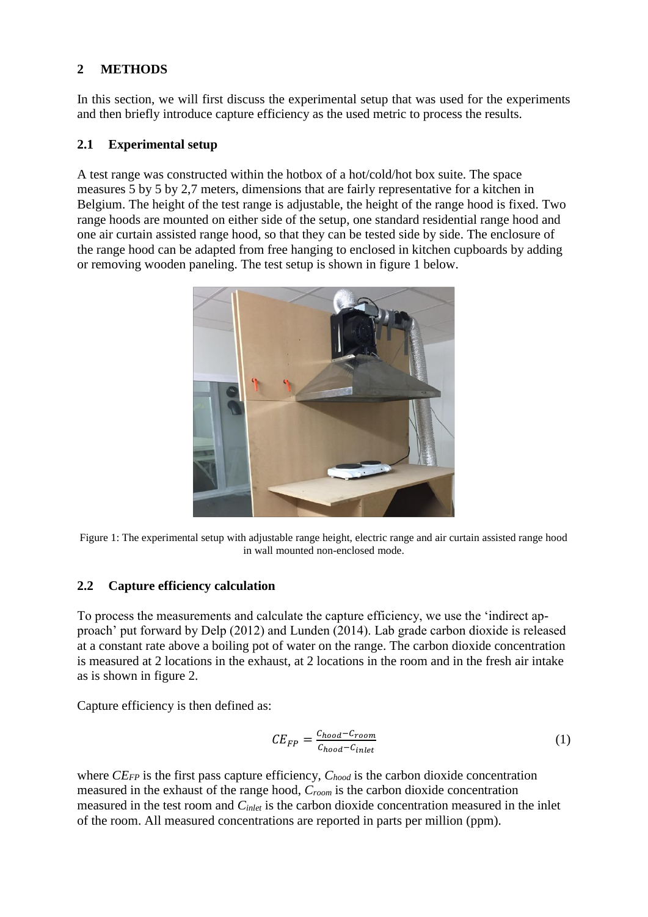## 2 METHODS

In this section, we will first discuss the experimental setup that was used for the experiments and then briefly introduce capture efficiency as the used metric to process the results.

### 2.1 Experimental setup

A test range was constructed within the hotbox of a hot/cold/hot box suite. The space measures 5 by 5 by 2,7 meters, dimensions that are fairly representative for a kitchen in Belgium. The height of the test range is adjustable, the height of the range hood is fixed. Two range hoods are mounted on either side of the setup, one standard residential range hood and one air curtain assisted range hood, so that they can be tested side by side. The enclosure of the range hood can be adapted from free hanging to enclosed in kitchen cupboards by adding or removing wooden paneling. The test setup is shown in figure 1 below.

Figure 1: The experimental setup with adjustable range height, electric range and air curtain assisted range hood in wall mounted non-enclosed mode.

### 2.2 Capture efficiency calculation

To process the measurements and calculate the capture efficiency, we use the 'indirect approach' put forward by Delp (2012) and Lunden (2014). Lab grade carbon dioxide is released at a constant rate above a boiling pot of water on the range. The carbon dioxide concentration is measured at 2 locations in the exhaust, at 2 locations in the room and in the fresh air intake as is shown in figure 2.

Capture efficiency is then defined as:

$$CE_{FP} = \frac{C_{hood} - C_{room}}{C_{hood} - C_{inlet}} \tag{1}$$

where $CE_{FP}$ is the first pass capture efficiency, $C_{hood}$ is the carbon dioxide concentration measured in the exhaust of the range hood, $C_{room}$ is the carbon dioxide concentration measured in the test room and $C_{inlet}$ is the carbon dioxide concentration measured in the inlet of the room. All measured concentrations are reported in parts per million (ppm).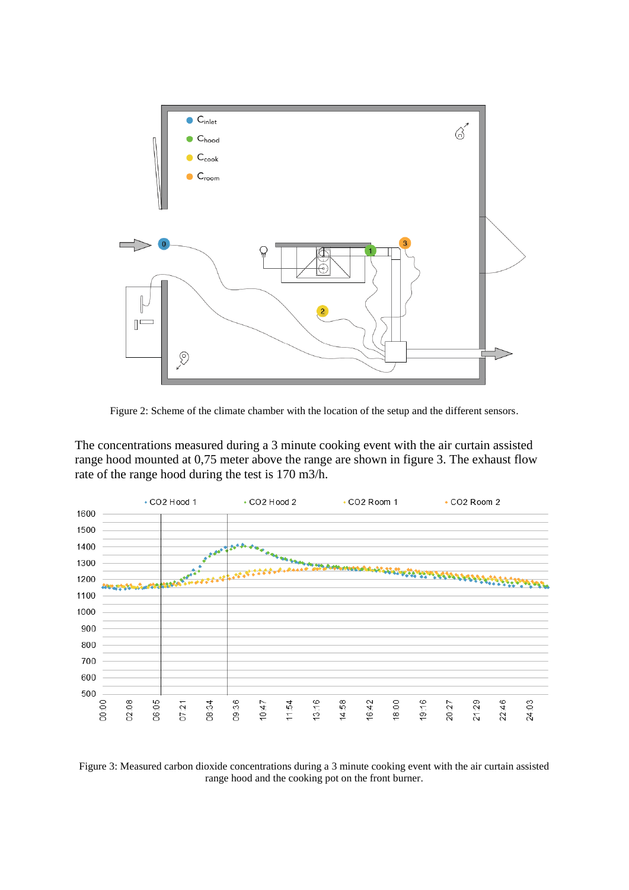Figure 2: Scheme of the climate chamber with the location of the setup and the different sensors.

The concentrations measured during a 3 minute cooking event with the air curtain assisted range hood mounted at 0,75 meter above the range are shown in figure 3. The exhaust flow rate of the range hood during the test is 170 m3/h.

Figure 3: Measured carbon dioxide concentrations during a 3 minute cooking event with the air curtain assisted range hood and the cooking pot on the front burner.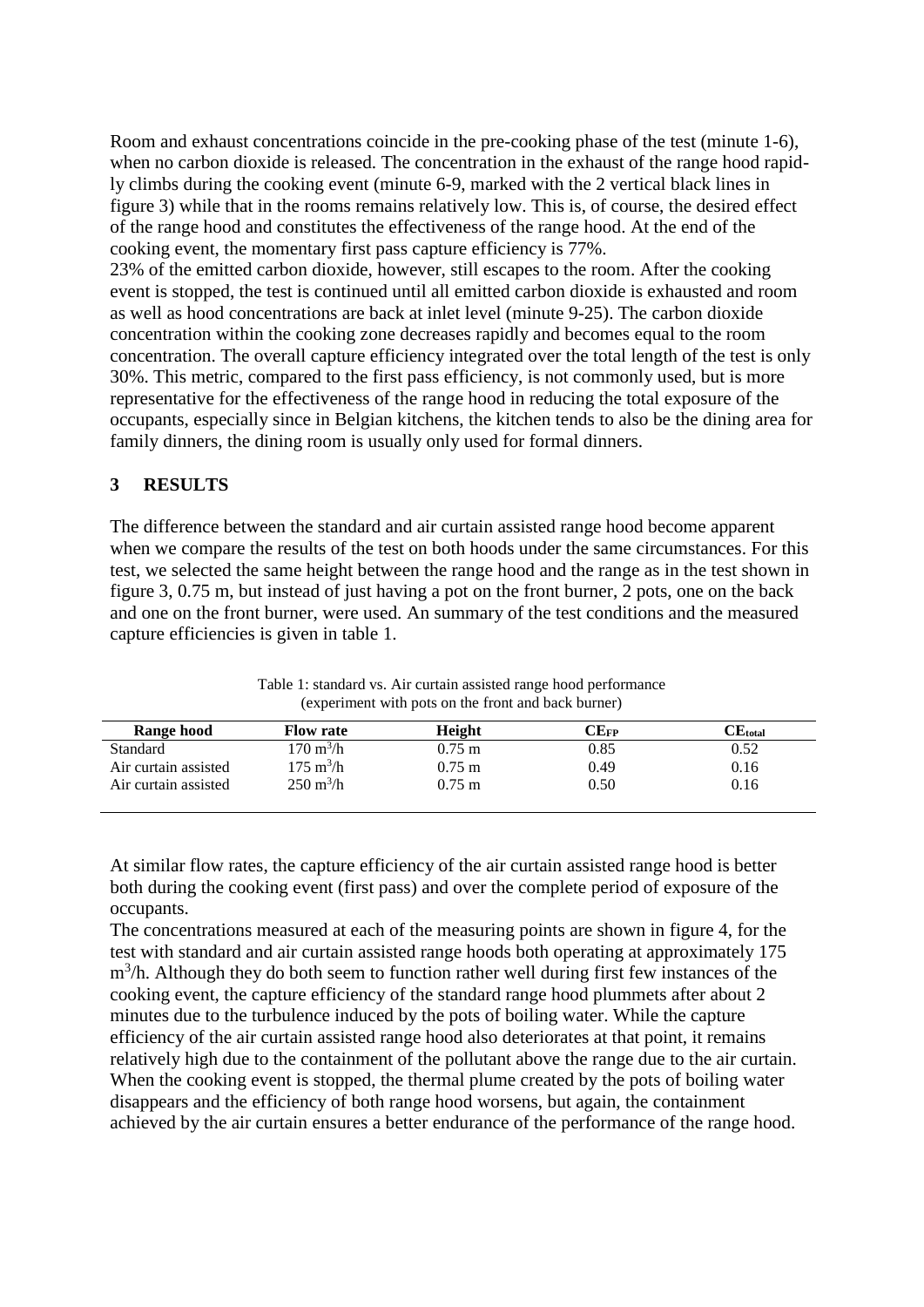Room and exhaust concentrations coincide in the pre-cooking phase of the test (minute 1-6), when no carbon dioxide is released. The concentration in the exhaust of the range hood rapidly climbs during the cooking event (minute 6-9, marked with the 2 vertical black lines in figure 3) while that in the rooms remains relatively low. This is, of course, the desired effect of the range hood and constitutes the effectiveness of the range hood. At the end of the cooking event, the momentary first pass capture efficiency is 77%.

23% of the emitted carbon dioxide, however, still escapes to the room. After the cooking event is stopped, the test is continued until all emitted carbon dioxide is exhausted and room as well as hood concentrations are back at inlet level (minute 9-25). The carbon dioxide concentration within the cooking zone decreases rapidly and becomes equal to the room concentration. The overall capture efficiency integrated over the total length of the test is only 30%. This metric, compared to the first pass efficiency, is not commonly used, but is more representative for the effectiveness of the range hood in reducing the total exposure of the occupants, especially since in Belgian kitchens, the kitchen tends to also be the dining area for family dinners, the dining room is usually only used for formal dinners.

## 3 RESULTS

The difference between the standard and air curtain assisted range hood become apparent when we compare the results of the test on both hoods under the same circumstances. For this test, we selected the same height between the range hood and the range as in the test shown in figure 3, 0.75 m, but instead of just having a pot on the front burner, 2 pots, one on the back and one on the front burner, were used. An summary of the test conditions and the measured capture efficiencies is given in table 1.

Table 1: standard vs. Air curtain assisted range hood performance (experiment with pots on the front and back burner)

| Range hood | Flow rate | Height | $CE_{FP}$ | $CE_{total}$ |
|---|---|---|---|---|
| Standard | 170 $m^3/h$ | 0.75 m | 0.85 | 0.52 |
| Air curtain assisted | 175 $m^3/h$ | 0.75 m | 0.49 | 0.16 |
| Air curtain assisted | 250 $m^3/h$ | 0.75 m | 0.50 | 0.16 |

At similar flow rates, the capture efficiency of the air curtain assisted range hood is better both during the cooking event (first pass) and over the complete period of exposure of the occupants.

The concentrations measured at each of the measuring points are shown in figure 4, for the test with standard and air curtain assisted range hoods both operating at approximately 175 $m^3/h$. Although they do both seem to function rather well during first few instances of the cooking event, the capture efficiency of the standard range hood plummets after about 2 minutes due to the turbulence induced by the pots of boiling water. While the capture efficiency of the air curtain assisted range hood also deteriorates at that point, it remains relatively high due to the containment of the pollutant above the range due to the air curtain. When the cooking event is stopped, the thermal plume created by the pots of boiling water disappears and the efficiency of both range hood worsens, but again, the containment achieved by the air curtain ensures a better endurance of the performance of the range hood.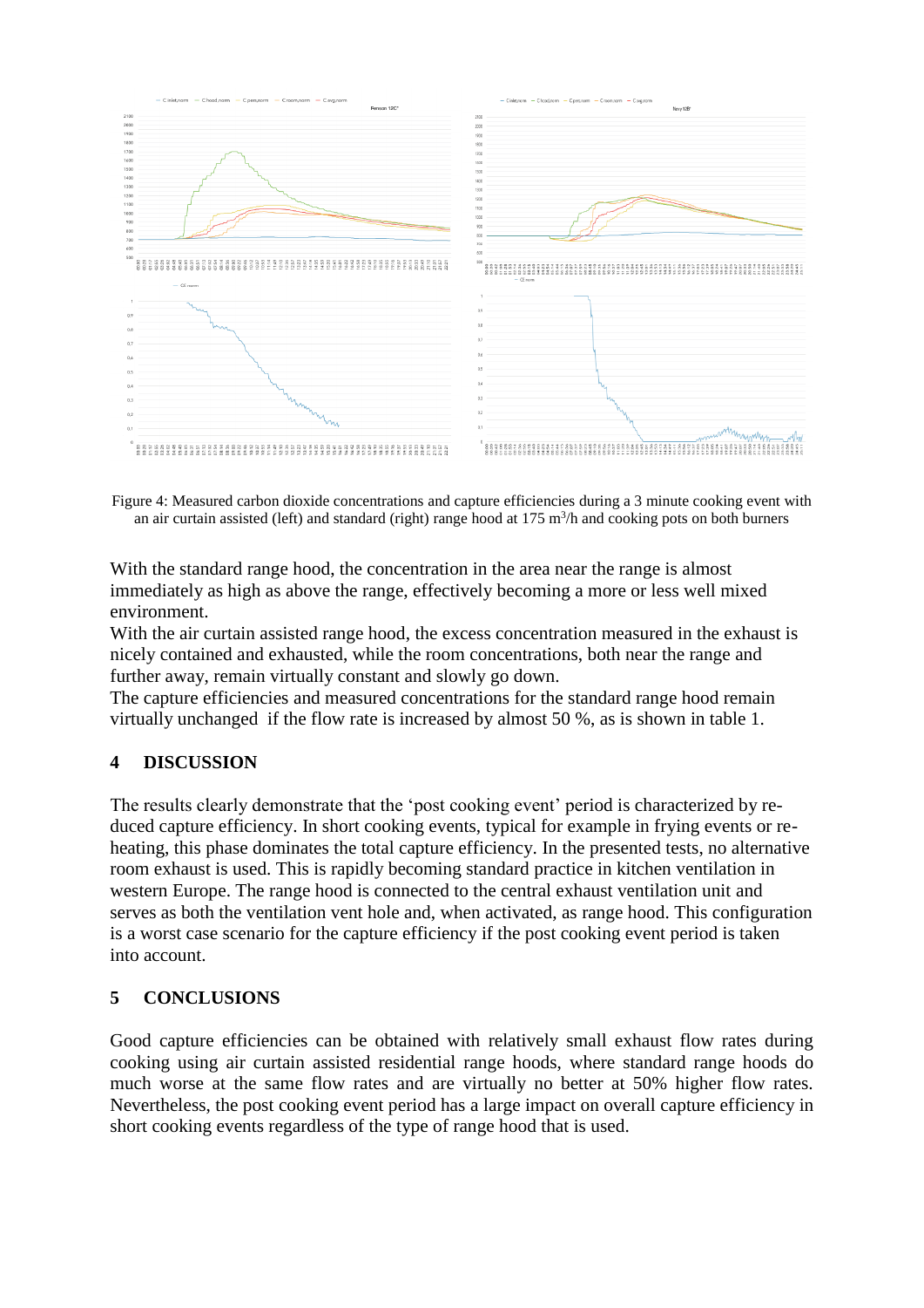Figure 4: Measured carbon dioxide concentrations and capture efficiencies during a 3 minute cooking event with an air curtain assisted (left) and standard (right) range hood at 175 $m^3/h$ and cooking pots on both burners

With the standard range hood, the concentration in the area near the range is almost immediately as high as above the range, effectively becoming a more or less well mixed environment.
With the air curtain assisted range hood, the excess concentration measured in the exhaust is nicely contained and exhausted, while the room concentrations, both near the range and further away, remain virtually constant and slowly go down.
The capture efficiencies and measured concentrations for the standard range hood remain virtually unchanged if the flow rate is increased by almost 50 %, as is shown in table 1.

## 4 DISCUSSION

The results clearly demonstrate that the 'post cooking event' period is characterized by reduced capture efficiency. In short cooking events, typical for example in frying events or reheating, this phase dominates the total capture efficiency. In the presented tests, no alternative room exhaust is used. This is rapidly becoming standard practice in kitchen ventilation in western Europe. The range hood is connected to the central exhaust ventilation unit and serves as both the ventilation vent hole and, when activated, as range hood. This configuration is a worst case scenario for the capture efficiency if the post cooking event period is taken into account.

## 5 CONCLUSIONS

Good capture efficiencies can be obtained with relatively small exhaust flow rates during cooking using air curtain assisted residential range hoods, where standard range hoods do much worse at the same flow rates and are virtually no better at 50% higher flow rates. Nevertheless, the post cooking event period has a large impact on overall capture efficiency in short cooking events regardless of the type of range hood that is used.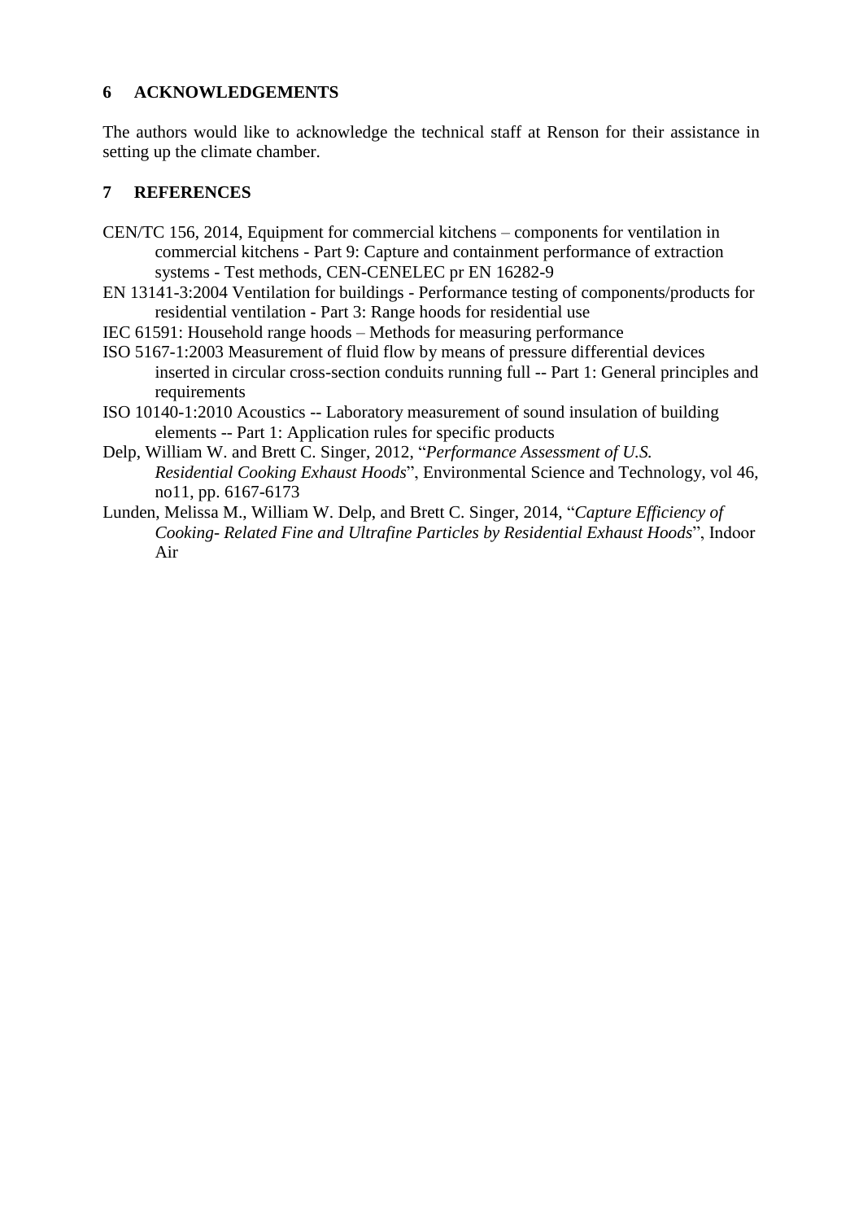## 6 ACKNOWLEDGEMENTS

The authors would like to acknowledge the technical staff at Renson for their assistance in setting up the climate chamber.

## 7 REFERENCES

CEN/TC 156, 2014, Equipment for commercial kitchens – components for ventilation in commercial kitchens - Part 9: Capture and containment performance of extraction systems - Test methods, CEN-CENELEC pr EN 16282-9

EN 13141-3:2004 Ventilation for buildings - Performance testing of components/products for residential ventilation - Part 3: Range hoods for residential use

IEC 61591: Household range hoods – Methods for measuring performance

ISO 5167-1:2003 Measurement of fluid flow by means of pressure differential devices inserted in circular cross-section conduits running full -- Part 1: General principles and requirements

ISO 10140-1:2010 Acoustics -- Laboratory measurement of sound insulation of building elements -- Part 1: Application rules for specific products

Delp, William W. and Brett C. Singer, 2012, "*Performance Assessment of U.S. Residential Cooking Exhaust Hoods*", Environmental Science and Technology, vol 46, no11, pp. 6167-6173

Lunden, Melissa M., William W. Delp, and Brett C. Singer, 2014, "*Capture Efficiency of Cooking- Related Fine and Ultrafine Particles by Residential Exhaust Hoods*", Indoor Air